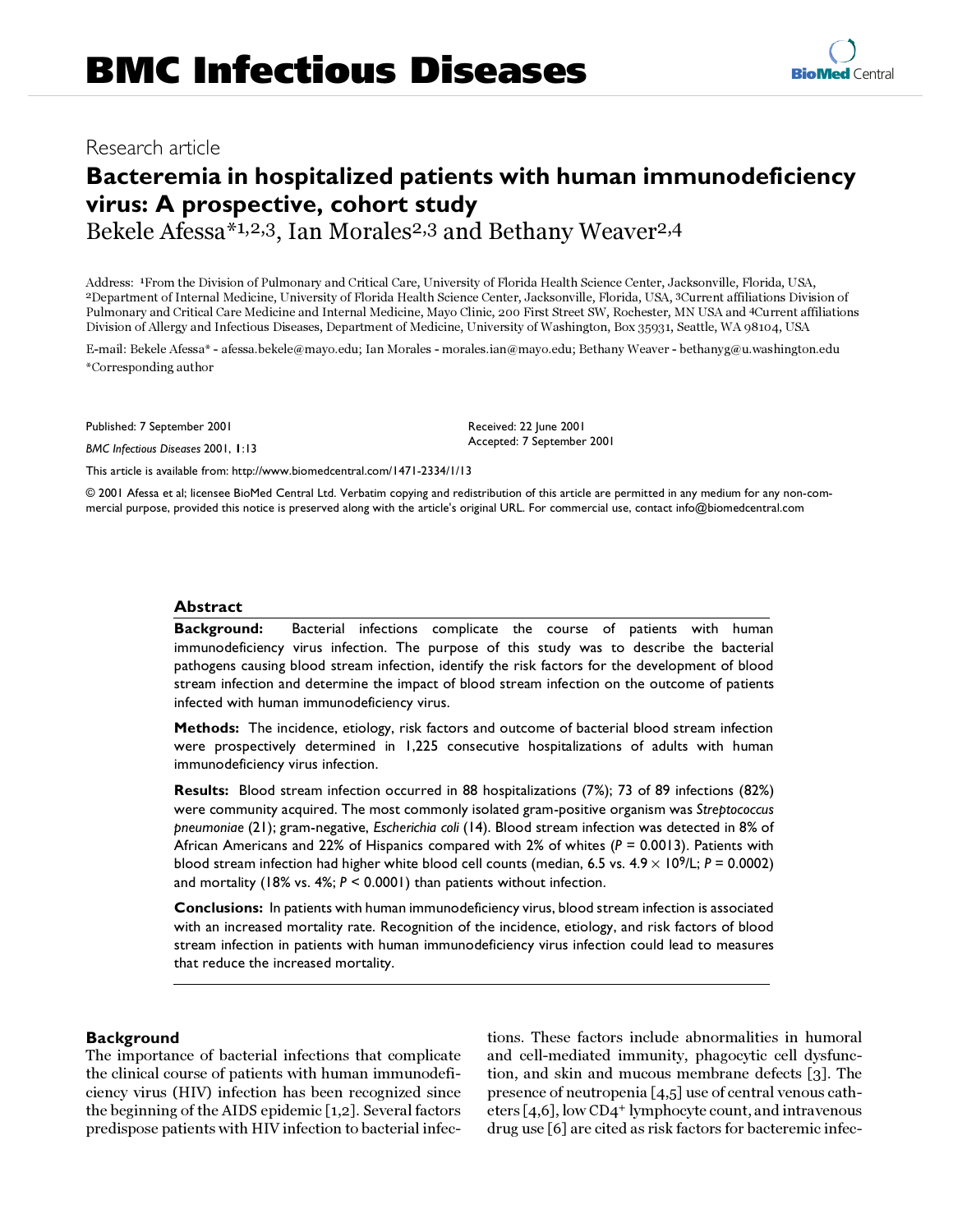# Research article

## Bacteremia in hospitalized patients with human immunodeficiency virus: A prospective, cohort study

Bekele Afessa*[1,2,3], Ian Morales[2,3] and Bethany Weaver[2,4]

Address: [1]From the Division of Pulmonary and Critical Care, University of Florida Health Science Center, Jacksonville, Florida, USA, [2]Department of Internal Medicine, University of Florida Health Science Center, Jacksonville, Florida, USA, [3]Current affiliations Division of Pulmonary and Critical Care Medicine and Internal Medicine, Mayo Clinic, 200 First Street SW, Rochester, MN USA and [4]Current affiliations Division of Allergy and Infectious Diseases, Department of Medicine, University of Washington, Box 35931, Seattle, WA 98104, USA

E-mail: Bekele Afessa* - afessa.bekele@mayo.edu; Ian Morales - morales.ian@mayo.edu; Bethany Weaver - bethanyg@u.washington.edu
*Corresponding author

Published: 7 September 2001

*BMC Infectious Diseases* 2001, **1**:13

Received: 22 June 2001
Accepted: 7 September 2001

This article is available from: http://www.biomedcentral.com/1471-2334/1/13

© 2001 Afessa et al; licensee BioMed Central Ltd. Verbatim copying and redistribution of this article are permitted in any medium for any non-commercial purpose, provided this notice is preserved along with the article's original URL. For commercial use, contact info@biomedcentral.com

## Abstract

**Background:** Bacterial infections complicate the course of patients with human immunodeficiency virus infection. The purpose of this study was to describe the bacterial pathogens causing blood stream infection, identify the risk factors for the development of blood stream infection and determine the impact of blood stream infection on the outcome of patients infected with human immunodeficiency virus.

**Methods:** The incidence, etiology, risk factors and outcome of bacterial blood stream infection were prospectively determined in 1,225 consecutive hospitalizations of adults with human immunodeficiency virus infection.

**Results:** Blood stream infection occurred in 88 hospitalizations (7%); 73 of 89 infections (82%) were community acquired. The most commonly isolated gram-positive organism was *Streptococcus pneumoniae* (21); gram-negative, *Escherichia coli* (14). Blood stream infection was detected in 8% of African Americans and 22% of Hispanics compared with 2% of whites ($P = 0.0013$). Patients with blood stream infection had higher white blood cell counts (median, 6.5 vs. $4.9 \times 10^9$/L; $P = 0.0002$) and mortality (18% vs. 4%; $P < 0.0001$) than patients without infection.

**Conclusions:** In patients with human immunodeficiency virus, blood stream infection is associated with an increased mortality rate. Recognition of the incidence, etiology, and risk factors of blood stream infection in patients with human immunodeficiency virus infection could lead to measures that reduce the increased mortality.

## Background

The importance of bacterial infections that complicate the clinical course of patients with human immunodeficiency virus (HIV) infection has been recognized since the beginning of the AIDS epidemic [1,2]. Several factors predispose patients with HIV infection to bacterial infections. These factors include abnormalities in humoral and cell-mediated immunity, phagocytic cell dysfunction, and skin and mucous membrane defects [3]. The presence of neutropenia [4,5] use of central venous catheters [4,6], low $CD4^+$ lymphocyte count, and intravenous drug use [6] are cited as risk factors for bacteremic infec-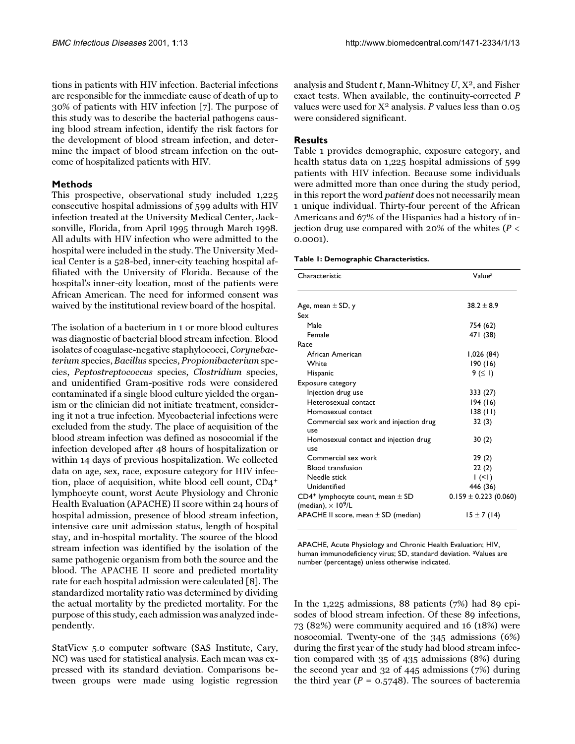tions in patients with HIV infection. Bacterial infections are responsible for the immediate cause of death of up to 30% of patients with HIV infection [7]. The purpose of this study was to describe the bacterial pathogens causing blood stream infection, identify the risk factors for the development of blood stream infection, and determine the impact of blood stream infection on the outcome of hospitalized patients with HIV.

## Methods

This prospective, observational study included 1,225 consecutive hospital admissions of 599 adults with HIV infection treated at the University Medical Center, Jacksonville, Florida, from April 1995 through March 1998. All adults with HIV infection who were admitted to the hospital were included in the study. The University Medical Center is a 528-bed, inner-city teaching hospital affiliated with the University of Florida. Because of the hospital's inner-city location, most of the patients were African American. The need for informed consent was waived by the institutional review board of the hospital.

The isolation of a bacterium in 1 or more blood cultures was diagnostic of bacterial blood stream infection. Blood isolates of coagulase-negative staphylococci, *Corynebacterium* species, *Bacillus* species, *Propionibacterium* species, *Peptostreptococcus* species, *Clostridium* species, and unidentified Gram-positive rods were considered contaminated if a single blood culture yielded the organism or the clinician did not initiate treatment, considering it not a true infection. Mycobacterial infections were excluded from the study. The place of acquisition of the blood stream infection was defined as nosocomial if the infection developed after 48 hours of hospitalization or within 14 days of previous hospitalization. We collected data on age, sex, race, exposure category for HIV infection, place of acquisition, white blood cell count, $CD4^+$ lymphocyte count, worst Acute Physiology and Chronic Health Evaluation (APACHE) II score within 24 hours of hospital admission, presence of blood stream infection, intensive care unit admission status, length of hospital stay, and in-hospital mortality. The source of the blood stream infection was identified by the isolation of the same pathogenic organism from both the source and the blood. The APACHE II score and predicted mortality rate for each hospital admission were calculated [8]. The standardized mortality ratio was determined by dividing the actual mortality by the predicted mortality. For the purpose of this study, each admission was analyzed independently.

StatView 5.0 computer software (SAS Institute, Cary, NC) was used for statistical analysis. Each mean was expressed with its standard deviation. Comparisons between groups were made using logistic regression analysis and Student *t*, Mann-Whitney *U*, $X^2$, and Fisher exact tests. When available, the continuity-corrected *P* values were used for $X^2$ analysis. *P* values less than 0.05 were considered significant.

## Results

Table 1 provides demographic, exposure category, and health status data on 1,225 hospital admissions of 599 patients with HIV infection. Because some individuals were admitted more than once during the study period, in this report the word *patient* does not necessarily mean 1 unique individual. Thirty-four percent of the African Americans and 67% of the Hispanics had a history of injection drug use compared with 20% of the whites ($P < 0.0001$).

**Table 1: Demographic Characteristics.**

| Characteristic | Value[a] |
|---|---|
| Age, mean ± SD, y | 38.2 ± 8.9 |
| Sex | |
| Male | 754 (62) |
| Female | 471 (38) |
| Race | |
| African American | 1,026 (84) |
| White | 190 (16) |
| Hispanic | 9 (≤ 1) |
| Exposure category | |
| Injection drug use | 333 (27) |
| Heterosexual contact | 194 (16) |
| Homosexual contact | 138 (11) |
| Commercial sex work and injection drug use | 32 (3) |
| Homosexual contact and injection drug use | 30 (2) |
| Commercial sex work | 29 (2) |
| Blood transfusion | 22 (2) |
| Needle stick | 1 (<1) |
| Unidentified | 446 (36) |
| $CD4^+$ lymphocyte count, mean ± SD (median), $\times 10^9$/L | 0.159 ± 0.223 (0.060) |
| APACHE II score, mean ± SD (median) | 15 ± 7 (14) |

APACHE, Acute Physiology and Chronic Health Evaluation; HIV, human immunodeficiency virus; SD, standard deviation. [a]Values are number (percentage) unless otherwise indicated.

In the 1,225 admissions, 88 patients (7%) had 89 episodes of blood stream infection. Of these 89 infections, 73 (82%) were community acquired and 16 (18%) were nosocomial. Twenty-one of the 345 admissions (6%) during the first year of the study had blood stream infection compared with 35 of 435 admissions (8%) during the second year and 32 of 445 admissions (7%) during the third year ($P = 0.5748$). The sources of bacteremia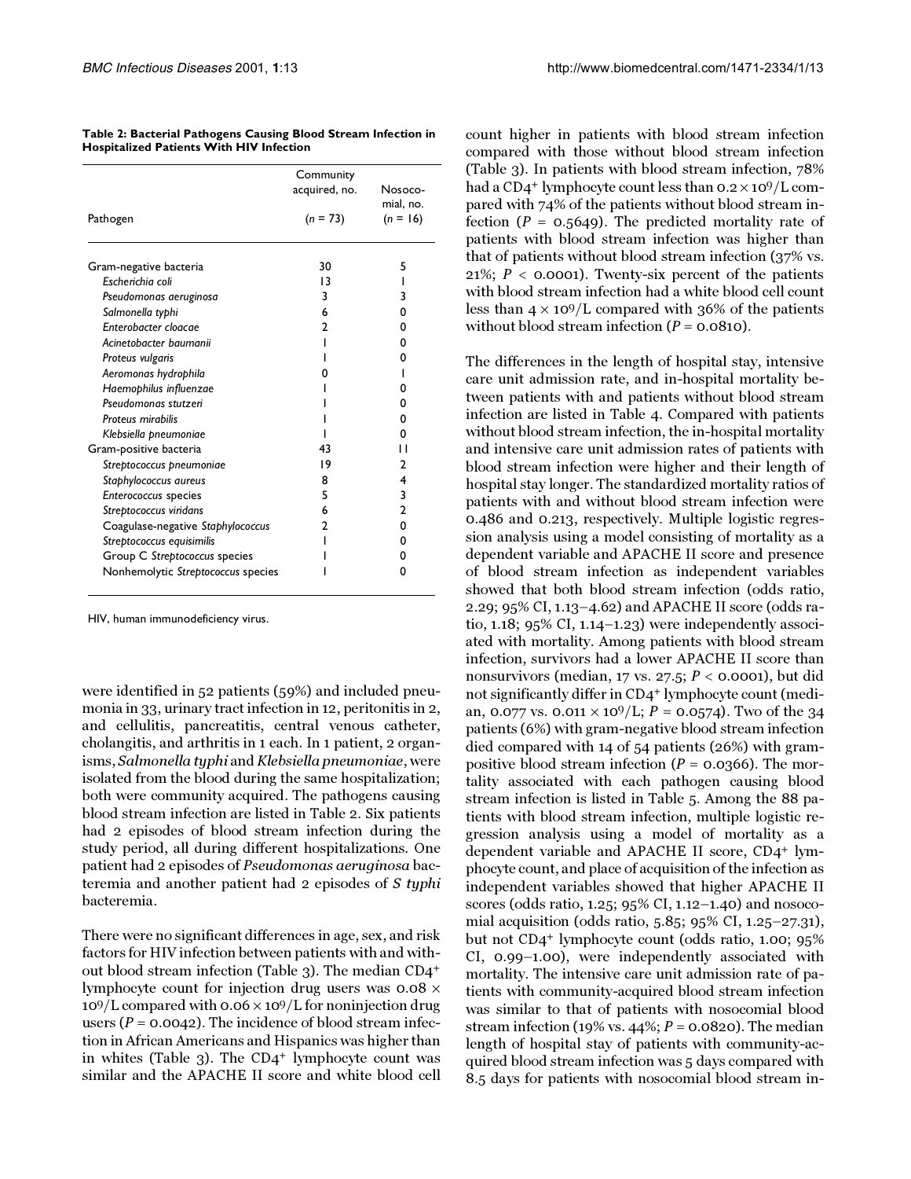**Table 2: Bacterial Pathogens Causing Blood Stream Infection in Hospitalized Patients With HIV Infection**

| Pathogen | Community acquired, no. (*n* = 73) | Nosocomial, no. (*n* = 16) |
|---|---|---|
| Gram-negative bacteria | 30 | 5 |
| *Escherichia coli* | 13 | 1 |
| *Pseudomonas aeruginosa* | 3 | 3 |
| *Salmonella typhi* | 6 | 0 |
| *Enterobacter cloacae* | 2 | 0 |
| *Acinetobacter baumanii* | 1 | 0 |
| *Proteus vulgaris* | 1 | 0 |
| *Aeromonas hydrophila* | 0 | 1 |
| *Haemophilus influenzae* | 1 | 0 |
| *Pseudomonas stutzeri* | 1 | 0 |
| *Proteus mirabilis* | 1 | 0 |
| *Klebsiella pneumoniae* | 1 | 0 |
| Gram-positive bacteria | 43 | 11 |
| *Streptococcus pneumoniae* | 19 | 2 |
| *Staphylococcus aureus* | 8 | 4 |
| *Enterococcus* species | 5 | 3 |
| *Streptococcus viridans* | 6 | 2 |
| Coagulase-negative *Staphylococcus* | 2 | 0 |
| *Streptococcus equisimilis* | 1 | 0 |
| Group C *Streptococcus* species | 1 | 0 |
| Nonhemolytic *Streptococcus* species | 1 | 0 |

HIV, human immunodeficiency virus.

were identified in 52 patients (59%) and included pneumonia in 33, urinary tract infection in 12, peritonitis in 2, and cellulitis, pancreatitis, central venous catheter, cholangitis, and arthritis in 1 each. In 1 patient, 2 organisms, *Salmonella typhi* and *Klebsiella pneumoniae*, were isolated from the blood during the same hospitalization; both were community acquired. The pathogens causing blood stream infection are listed in Table 2. Six patients had 2 episodes of blood stream infection during the study period, all during different hospitalizations. One patient had 2 episodes of *Pseudomonas aeruginosa* bacteremia and another patient had 2 episodes of *S typhi* bacteremia.

There were no significant differences in age, sex, and risk factors for HIV infection between patients with and without blood stream infection (Table 3). The median $CD4^+$ lymphocyte count for injection drug users was $0.08 \times 10^9/L$ compared with $0.06 \times 10^9/L$ for noninjection drug users ($P = 0.0042$). The incidence of blood stream infection in African Americans and Hispanics was higher than in whites (Table 3). The $CD4^+$ lymphocyte count was similar and the APACHE II score and white blood cell count higher in patients with blood stream infection compared with those without blood stream infection (Table 3). In patients with blood stream infection, 78% had a $CD4^+$ lymphocyte count less than $0.2 \times 10^9/L$ compared with 74% of the patients without blood stream infection ($P = 0.5649$). The predicted mortality rate of patients with blood stream infection was higher than that of patients without blood stream infection (37% vs. 21%; $P < 0.0001$). Twenty-six percent of the patients with blood stream infection had a white blood cell count less than $4 \times 10^9/L$ compared with 36% of the patients without blood stream infection ($P = 0.0810$).

The differences in the length of hospital stay, intensive care unit admission rate, and in-hospital mortality between patients with and patients without blood stream infection are listed in Table 4. Compared with patients without blood stream infection, the in-hospital mortality and intensive care unit admission rates of patients with blood stream infection were higher and their length of hospital stay longer. The standardized mortality ratios of patients with and without blood stream infection were 0.486 and 0.213, respectively. Multiple logistic regression analysis using a model consisting of mortality as a dependent variable and APACHE II score and presence of blood stream infection as independent variables showed that both blood stream infection (odds ratio, 2.29; 95% CI, 1.13–4.62) and APACHE II score (odds ratio, 1.18; 95% CI, 1.14–1.23) were independently associated with mortality. Among patients with blood stream infection, survivors had a lower APACHE II score than nonsurvivors (median, 17 vs. 27.5; $P < 0.0001$), but did not significantly differ in $CD4^+$ lymphocyte count (median, 0.077 vs. $0.011 \times 10^9/L$; $P = 0.0574$). Two of the 34 patients (6%) with gram-negative blood stream infection died compared with 14 of 54 patients (26%) with gram-positive blood stream infection ($P = 0.0366$). The mortality associated with each pathogen causing blood stream infection is listed in Table 5. Among the 88 patients with blood stream infection, multiple logistic regression analysis using a model of mortality as a dependent variable and APACHE II score, $CD4^+$ lymphocyte count, and place of acquisition of the infection as independent variables showed that higher APACHE II scores (odds ratio, 1.25; 95% CI, 1.12–1.40) and nosocomial acquisition (odds ratio, 5.85; 95% CI, 1.25–27.31), but not $CD4^+$ lymphocyte count (odds ratio, 1.00; 95% CI, 0.99–1.00), were independently associated with mortality. The intensive care unit admission rate of patients with community-acquired blood stream infection was similar to that of patients with nosocomial blood stream infection (19% vs. 44%; $P = 0.0820$). The median length of hospital stay of patients with community-acquired blood stream infection was 5 days compared with 8.5 days for patients with nosocomial blood stream in-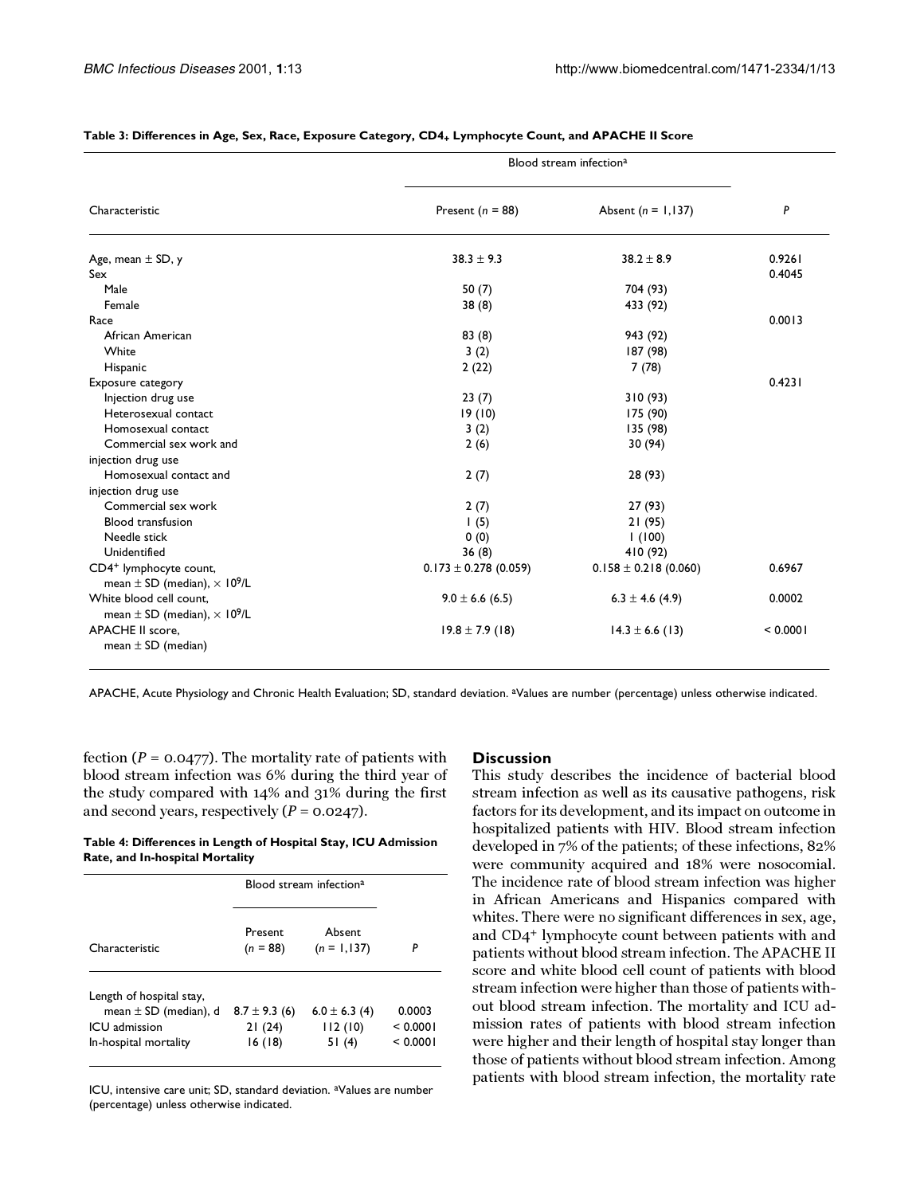**Table 3: Differences in Age, Sex, Race, Exposure Category, $CD4_+$ Lymphocyte Count, and APACHE II Score**

| Characteristic | Blood stream infection[a] | | P |
|---|---|---|---|
| | Present (n = 88) | Absent (n = 1,137) | |
| Age, mean ± SD, y | 38.3 ± 9.3 | 38.2 ± 8.9 | 0.9261 |
| Sex | | | 0.4045 |
| Male | 50 (7) | 704 (93) | |
| Female | 38 (8) | 433 (92) | |
| Race | | | 0.0013 |
| African American | 83 (8) | 943 (92) | |
| White | 3 (2) | 187 (98) | |
| Hispanic | 2 (22) | 7 (78) | |
| Exposure category | | | 0.4231 |
| Injection drug use | 23 (7) | 310 (93) | |
| Heterosexual contact | 19 (10) | 175 (90) | |
| Homosexual contact | 3 (2) | 135 (98) | |
| Commercial sex work and injection drug use | 2 (6) | 30 (94) | |
| Homosexual contact and injection drug use | 2 (7) | 28 (93) | |
| Commercial sex work | 2 (7) | 27 (93) | |
| Blood transfusion | 1 (5) | 21 (95) | |
| Needle stick | 0 (0) | 1 (100) | |
| Unidentified | 36 (8) | 410 (92) | |
| $CD4^+$ lymphocyte count, mean ± SD (median), $\times 10^9$/L | 0.173 ± 0.278 (0.059) | 0.158 ± 0.218 (0.060) | 0.6967 |
| White blood cell count, mean ± SD (median), $\times 10^9$/L | 9.0 ± 6.6 (6.5) | 6.3 ± 4.6 (4.9) | 0.0002 |
| APACHE II score, mean ± SD (median) | 19.8 ± 7.9 (18) | 14.3 ± 6.6 (13) | < 0.0001 |

APACHE, Acute Physiology and Chronic Health Evaluation; SD, standard deviation. [a]Values are number (percentage) unless otherwise indicated.

fection ($P = 0.0477$). The mortality rate of patients with blood stream infection was 6% during the third year of the study compared with 14% and 31% during the first and second years, respectively ($P = 0.0247$).

**Table 4: Differences in Length of Hospital Stay, ICU Admission Rate, and In-hospital Mortality**

| Characteristic | Blood stream infection[a] | | P |
|---|---|---|---|
| | Present (n = 88) | Absent (n = 1,137) | |
| Length of hospital stay, mean ± SD (median), d | 8.7 ± 9.3 (6) | 6.0 ± 6.3 (4) | 0.0003 |
| ICU admission | 21 (24) | 112 (10) | < 0.0001 |
| In-hospital mortality | 16 (18) | 51 (4) | < 0.0001 |

ICU, intensive care unit; SD, standard deviation. [a]Values are number (percentage) unless otherwise indicated.

## Discussion

This study describes the incidence of bacterial blood stream infection as well as its causative pathogens, risk factors for its development, and its impact on outcome in hospitalized patients with HIV. Blood stream infection developed in 7% of the patients; of these infections, 82% were community acquired and 18% were nosocomial. The incidence rate of blood stream infection was higher in African Americans and Hispanics compared with whites. There were no significant differences in sex, age, and $CD4^+$ lymphocyte count between patients with and patients without blood stream infection. The APACHE II score and white blood cell count of patients with blood stream infection were higher than those of patients without blood stream infection. The mortality and ICU admission rates of patients with blood stream infection were higher and their length of hospital stay longer than those of patients without blood stream infection. Among patients with blood stream infection, the mortality rate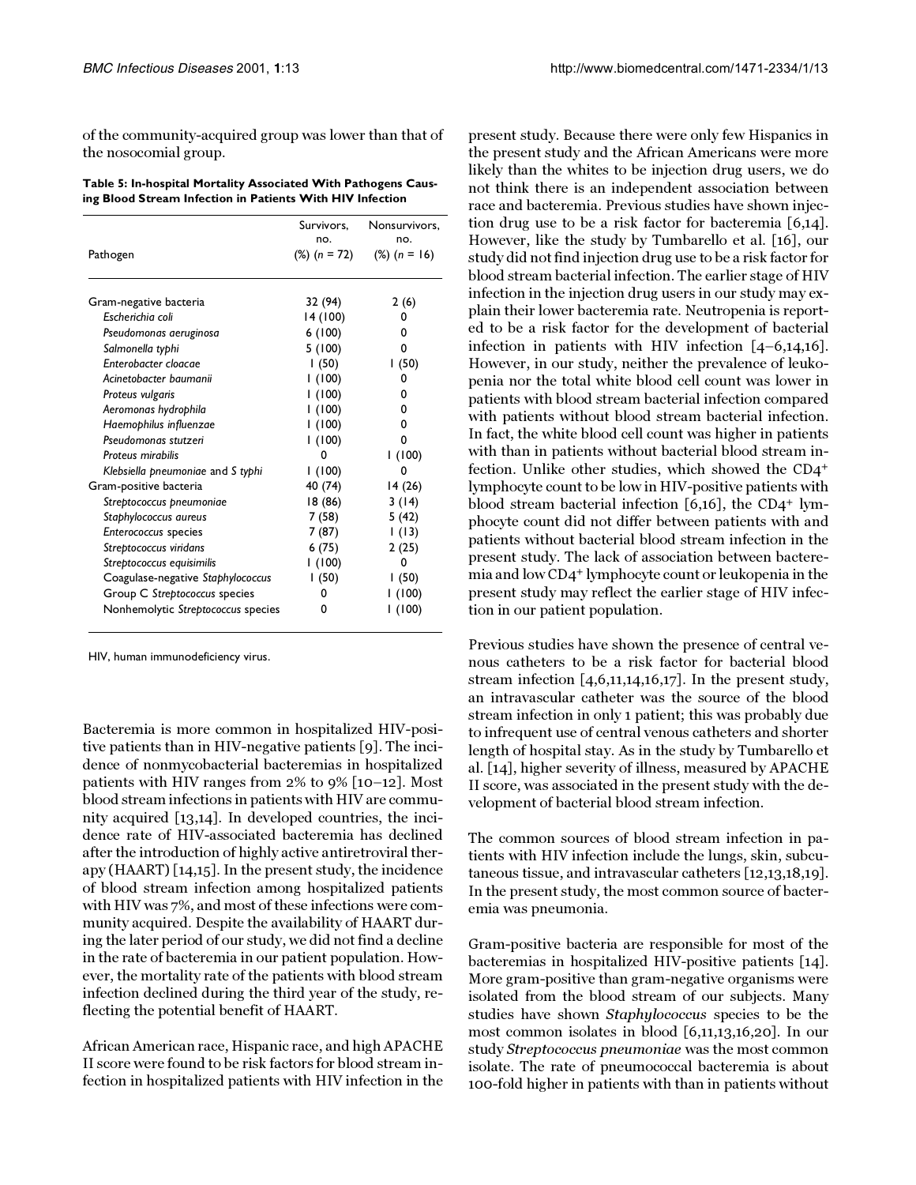of the community-acquired group was lower than that of the nosocomial group.

**Table 5: In-hospital Mortality Associated With Pathogens Causing Blood Stream Infection in Patients With HIV Infection**

| Pathogen | Survivors, no. (%) ($n$ = 72) | Nonsurvivors, no. (%) ($n$ = 16) |
|---|---|---|
| Gram-negative bacteria | 32 (94) | 2 (6) |
| *Escherichia coli* | 14 (100) | 0 |
| *Pseudomonas aeruginosa* | 6 (100) | 0 |
| *Salmonella typhi* | 5 (100) | 0 |
| *Enterobacter cloacae* | 1 (50) | 1 (50) |
| *Acinetobacter baumanii* | 1 (100) | 0 |
| *Proteus vulgaris* | 1 (100) | 0 |
| *Aeromonas hydrophila* | 1 (100) | 0 |
| *Haemophilus influenzae* | 1 (100) | 0 |
| *Pseudomonas stutzeri* | 1 (100) | 0 |
| *Proteus mirabilis* | 0 | 1 (100) |
| *Klebsiella pneumoniae* and *S typhi* | 1 (100) | 0 |
| Gram-positive bacteria | 40 (74) | 14 (26) |
| *Streptococcus pneumoniae* | 18 (86) | 3 (14) |
| *Staphylococcus aureus* | 7 (58) | 5 (42) |
| *Enterococcus* species | 7 (87) | 1 (13) |
| *Streptococcus viridans* | 6 (75) | 2 (25) |
| *Streptococcus equisimilis* | 1 (100) | 0 |
| Coagulase-negative *Staphylococcus* | 1 (50) | 1 (50) |
| Group C *Streptococcus* species | 0 | 1 (100) |
| Nonhemolytic *Streptococcus* species | 0 | 1 (100) |

HIV, human immunodeficiency virus.

Bacteremia is more common in hospitalized HIV-positive patients than in HIV-negative patients [9]. The incidence of nonmycobacterial bacteremias in hospitalized patients with HIV ranges from 2% to 9% [10–12]. Most blood stream infections in patients with HIV are community acquired [13,14]. In developed countries, the incidence rate of HIV-associated bacteremia has declined after the introduction of highly active antiretroviral therapy (HAART) [14,15]. In the present study, the incidence of blood stream infection among hospitalized patients with HIV was 7%, and most of these infections were community acquired. Despite the availability of HAART during the later period of our study, we did not find a decline in the rate of bacteremia in our patient population. However, the mortality rate of the patients with blood stream infection declined during the third year of the study, reflecting the potential benefit of HAART.

African American race, Hispanic race, and high APACHE II score were found to be risk factors for blood stream infection in hospitalized patients with HIV infection in the present study. Because there were only few Hispanics in the present study and the African Americans were more likely than the whites to be injection drug users, we do not think there is an independent association between race and bacteremia. Previous studies have shown injection drug use to be a risk factor for bacteremia [6,14]. However, like the study by Tumbarello et al. [16], our study did not find injection drug use to be a risk factor for blood stream bacterial infection. The earlier stage of HIV infection in the injection drug users in our study may explain their lower bacteremia rate. Neutropenia is reported to be a risk factor for the development of bacterial infection in patients with HIV infection [4–6,14,16]. However, in our study, neither the prevalence of leukopenia nor the total white blood cell count was lower in patients with blood stream bacterial infection compared with patients without blood stream bacterial infection. In fact, the white blood cell count was higher in patients with than in patients without bacterial blood stream infection. Unlike other studies, which showed the CD4+ lymphocyte count to be low in HIV-positive patients with blood stream bacterial infection [6,16], the CD4+ lymphocyte count did not differ between patients with and patients without bacterial blood stream infection in the present study. The lack of association between bacteremia and low CD4+ lymphocyte count or leukopenia in the present study may reflect the earlier stage of HIV infection in our patient population.

Previous studies have shown the presence of central venous catheters to be a risk factor for bacterial blood stream infection [4,6,11,14,16,17]. In the present study, an intravascular catheter was the source of the blood stream infection in only 1 patient; this was probably due to infrequent use of central venous catheters and shorter length of hospital stay. As in the study by Tumbarello et al. [14], higher severity of illness, measured by APACHE II score, was associated in the present study with the development of bacterial blood stream infection.

The common sources of blood stream infection in patients with HIV infection include the lungs, skin, subcutaneous tissue, and intravascular catheters [12,13,18,19]. In the present study, the most common source of bacteremia was pneumonia.

Gram-positive bacteria are responsible for most of the bacteremias in hospitalized HIV-positive patients [14]. More gram-positive than gram-negative organisms were isolated from the blood stream of our subjects. Many studies have shown *Staphylococcus* species to be the most common isolates in blood [6,11,13,16,20]. In our study *Streptococcus pneumoniae* was the most common isolate. The rate of pneumococcal bacteremia is about 100-fold higher in patients with than in patients without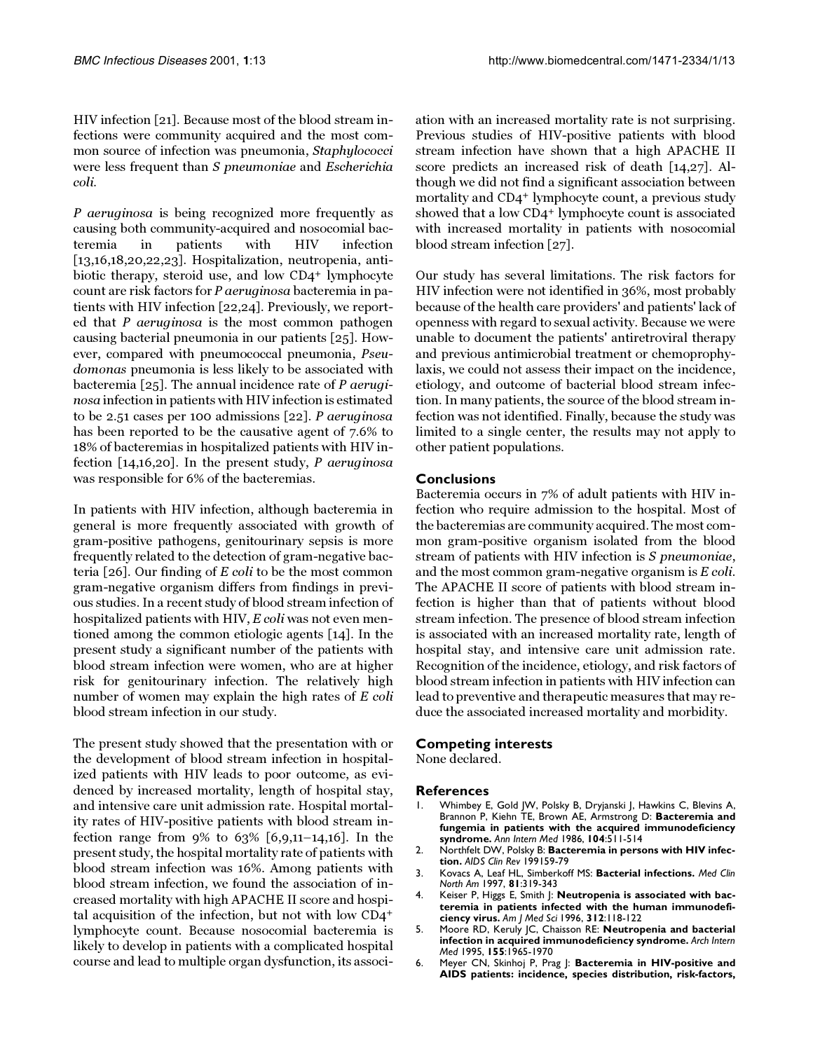HIV infection [21]. Because most of the blood stream infections were community acquired and the most common source of infection was pneumonia, *Staphylococci* were less frequent than *S pneumoniae* and *Escherichia coli*.

*P aeruginosa* is being recognized more frequently as causing both community-acquired and nosocomial bacteremia in patients with HIV infection [13,16,18,20,22,23]. Hospitalization, neutropenia, antibiotic therapy, steroid use, and low CD4+ lymphocyte count are risk factors for *P aeruginosa* bacteremia in patients with HIV infection [22,24]. Previously, we reported that *P aeruginosa* is the most common pathogen causing bacterial pneumonia in our patients [25]. However, compared with pneumococcal pneumonia, *Pseudomonas* pneumonia is less likely to be associated with bacteremia [25]. The annual incidence rate of *P aeruginosa* infection in patients with HIV infection is estimated to be 2.51 cases per 100 admissions [22]. *P aeruginosa* has been reported to be the causative agent of 7.6% to 18% of bacteremias in hospitalized patients with HIV infection [14,16,20]. In the present study, *P aeruginosa* was responsible for 6% of the bacteremias.

In patients with HIV infection, although bacteremia in general is more frequently associated with growth of gram-positive pathogens, genitourinary sepsis is more frequently related to the detection of gram-negative bacteria [26]. Our finding of *E coli* to be the most common gram-negative organism differs from findings in previous studies. In a recent study of blood stream infection of hospitalized patients with HIV, *E coli* was not even mentioned among the common etiologic agents [14]. In the present study a significant number of the patients with blood stream infection were women, who are at higher risk for genitourinary infection. The relatively high number of women may explain the high rates of *E coli* blood stream infection in our study.

The present study showed that the presentation with or the development of blood stream infection in hospitalized patients with HIV leads to poor outcome, as evidenced by increased mortality, length of hospital stay, and intensive care unit admission rate. Hospital mortality rates of HIV-positive patients with blood stream infection range from 9% to 63% [6,9,11–14,16]. In the present study, the hospital mortality rate of patients with blood stream infection was 16%. Among patients with blood stream infection, we found the association of increased mortality with high APACHE II score and hospital acquisition of the infection, but not with low CD4+ lymphocyte count. Because nosocomial bacteremia is likely to develop in patients with a complicated hospital course and lead to multiple organ dysfunction, its association with an increased mortality rate is not surprising. Previous studies of HIV-positive patients with blood stream infection have shown that a high APACHE II score predicts an increased risk of death [14,27]. Although we did not find a significant association between mortality and CD4+ lymphocyte count, a previous study showed that a low CD4+ lymphocyte count is associated with increased mortality in patients with nosocomial blood stream infection [27].

Our study has several limitations. The risk factors for HIV infection were not identified in 36%, most probably because of the health care providers' and patients' lack of openness with regard to sexual activity. Because we were unable to document the patients' antiretroviral therapy and previous antimicrobial treatment or chemoprophylaxis, we could not assess their impact on the incidence, etiology, and outcome of bacterial blood stream infection. In many patients, the source of the blood stream infection was not identified. Finally, because the study was limited to a single center, the results may not apply to other patient populations.

## Conclusions

Bacteremia occurs in 7% of adult patients with HIV infection who require admission to the hospital. Most of the bacteremias are community acquired. The most common gram-positive organism isolated from the blood stream of patients with HIV infection is *S pneumoniae*, and the most common gram-negative organism is *E coli*. The APACHE II score of patients with blood stream infection is higher than that of patients without blood stream infection. The presence of blood stream infection is associated with an increased mortality rate, length of hospital stay, and intensive care unit admission rate. Recognition of the incidence, etiology, and risk factors of blood stream infection in patients with HIV infection can lead to preventive and therapeutic measures that may reduce the associated increased mortality and morbidity.

## Competing interests

None declared.

## References

1. Whimbey E, Gold JW, Polsky B, Dryjanski J, Hawkins C, Blevins A, Brannon P, Kiehn TE, Brown AE, Armstrong D: **Bacteremia and fungemia in patients with the acquired immunodeficiency syndrome.** *Ann Intern Med* 1986, **104**:511-514
2. Northfelt DW, Polsky B: **Bacteremia in persons with HIV infection.** *AIDS Clin Rev* 199159-79
3. Kovacs A, Leaf HL, Simberkoff MS: **Bacterial infections.** *Med Clin North Am* 1997, **81**:319-343
4. Keiser P, Higgs E, Smith J: **Neutropenia is associated with bacteremia in patients infected with the human immunodeficiency virus.** *Am J Med Sci* 1996, **312**:118-122
5. Moore RD, Keruly JC, Chaisson RE: **Neutropenia and bacterial infection in acquired immunodeficiency syndrome.** *Arch Intern Med* 1995, **155**:1965-1970
6. Meyer CN, Skinhoj P, Prag J: **Bacteremia in HIV-positive and AIDS patients: incidence, species distribution, risk-factors,**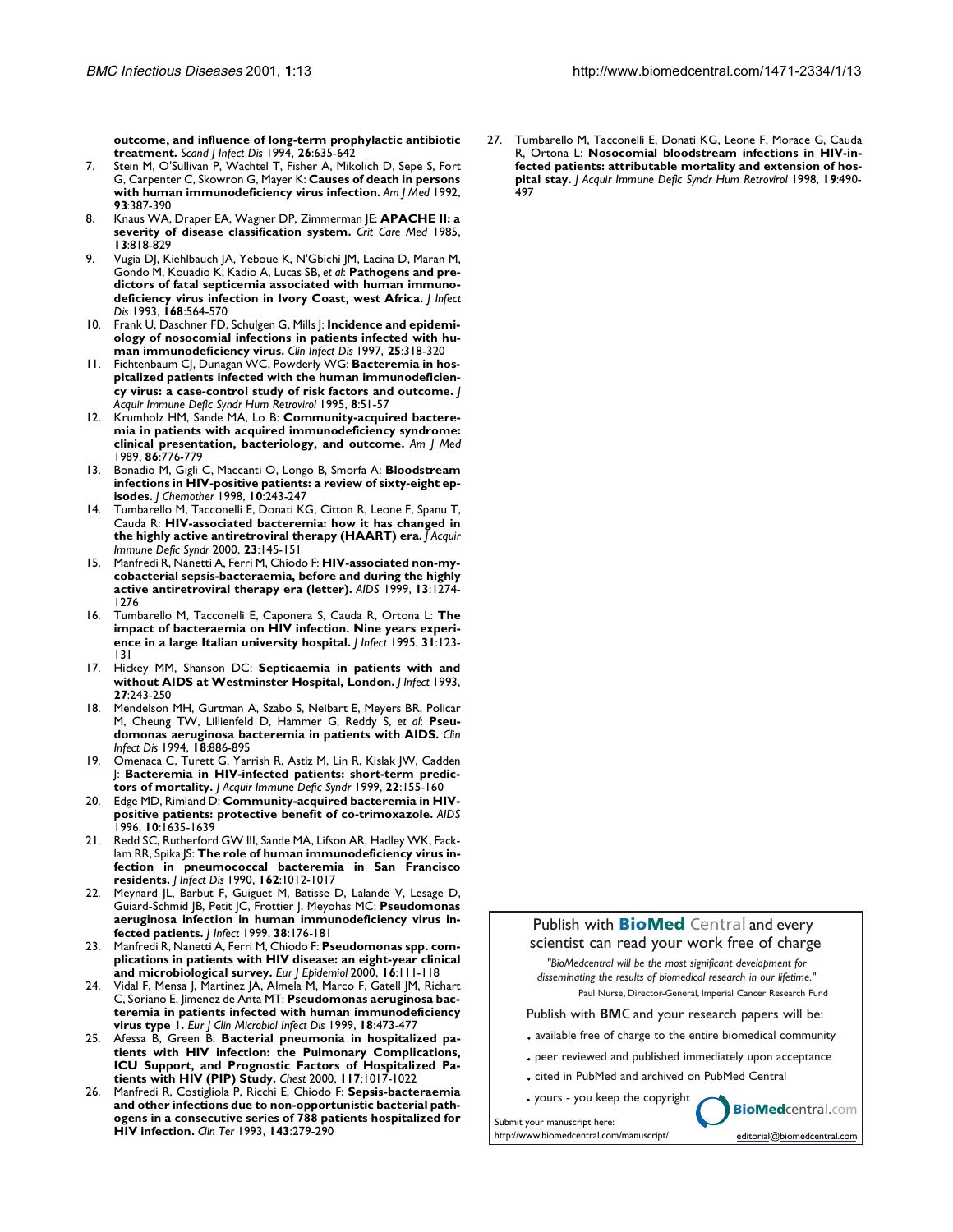outcome, and influence of long-term prophylactic antibiotic treatment. *Scand J Infect Dis* 1994, **26**:635-642

7. Stein M, O'Sullivan P, Wachtel T, Fisher A, Mikolich D, Sepe S, Fort G, Carpenter C, Skowron G, Mayer K: **Causes of death in persons with human immunodeficiency virus infection.** *Am J Med* 1992, **93**:387-390
8. Knaus WA, Draper EA, Wagner DP, Zimmerman JE: **APACHE II: a severity of disease classification system.** *Crit Care Med* 1985, **13**:818-829
9. Vugia DJ, Kiehlbauch JA, Yeboue K, N'Gbichi JM, Lacina D, Maran M, Gondo M, Kouadio K, Kadio A, Lucas SB, *et al*: **Pathogens and predictors of fatal septicemia associated with human immunodeficiency virus infection in Ivory Coast, west Africa.** *J Infect Dis* 1993, **168**:564-570
10. Frank U, Daschner FD, Schulgen G, Mills J: **Incidence and epidemiology of nosocomial infections in patients infected with human immunodeficiency virus.** *Clin Infect Dis* 1997, **25**:318-320
11. Fichtenbaum CJ, Dunagan WC, Powderly WG: **Bacteremia in hospitalized patients infected with the human immunodeficiency virus: a case-control study of risk factors and outcome.** *J Acquir Immune Defic Syndr Hum Retrovirol* 1995, **8**:51-57
12. Krumholz HM, Sande MA, Lo B: **Community-acquired bacteremia in patients with acquired immunodeficiency syndrome: clinical presentation, bacteriology, and outcome.** *Am J Med* 1989, **86**:776-779
13. Bonadio M, Gigli C, Maccanti O, Longo B, Smorfa A: **Bloodstream infections in HIV-positive patients: a review of sixty-eight episodes.** *J Chemother* 1998, **10**:243-247
14. Tumbarello M, Tacconelli E, Donati KG, Citton R, Leone F, Spanu T, Cauda R: **HIV-associated bacteremia: how it has changed in the highly active antiretroviral therapy (HAART) era.** *J Acquir Immune Defic Syndr* 2000, **23**:145-151
15. Manfredi R, Nanetti A, Ferri M, Chiodo F: **HIV-associated non-mycobacterial sepsis-bacteraemia, before and during the highly active antiretroviral therapy era (letter).** *AIDS* 1999, **13**:1274-1276
16. Tumbarello M, Tacconelli E, Caponera S, Cauda R, Ortona L: **The impact of bacteraemia on HIV infection. Nine years experience in a large Italian university hospital.** *J Infect* 1995, **31**:123-131
17. Hickey MM, Shanson DC: **Septicaemia in patients with and without AIDS at Westminster Hospital, London.** *J Infect* 1993, **27**:243-250
18. Mendelson MH, Gurtman A, Szabo S, Neibart E, Meyers BR, Policar M, Cheung TW, Lillienfeld D, Hammer G, Reddy S, *et al*: **Pseudomonas aeruginosa bacteremia in patients with AIDS.** *Clin Infect Dis* 1994, **18**:886-895
19. Omenaca C, Turett G, Yarrish R, Astiz M, Lin R, Kislak JW, Cadden J: **Bacteremia in HIV-infected patients: short-term predictors of mortality.** *J Acquir Immune Defic Syndr* 1999, **22**:155-160
20. Edge MD, Rimland D: **Community-acquired bacteremia in HIV-positive patients: protective benefit of co-trimoxazole.** *AIDS* 1996, **10**:1635-1639
21. Redd SC, Rutherford GW III, Sande MA, Lifson AR, Hadley WK, Facklam RR, Spika JS: **The role of human immunodeficiency virus infection in pneumococcal bacteremia in San Francisco residents.** *J Infect Dis* 1990, **162**:1012-1017
22. Meynard JL, Barbut F, Guiguet M, Batisse D, Lalande V, Lesage D, Guiard-Schmid JB, Petit JC, Frottier J, Meyohas MC: **Pseudomonas aeruginosa infection in human immunodeficiency virus infected patients.** *J Infect* 1999, **38**:176-181
23. Manfredi R, Nanetti A, Ferri M, Chiodo F: **Pseudomonas spp. complications in patients with HIV disease: an eight-year clinical and microbiological survey.** *Eur J Epidemiol* 2000, **16**:111-118
24. Vidal F, Mensa J, Martinez JA, Almela M, Marco F, Gatell JM, Richart C, Soriano E, Jimenez de Anta MT: **Pseudomonas aeruginosa bacteremia in patients infected with human immunodeficiency virus type 1.** *Eur J Clin Microbiol Infect Dis* 1999, **18**:473-477
25. Afessa B, Green B: **Bacterial pneumonia in hospitalized patients with HIV infection: the Pulmonary Complications, ICU Support, and Prognostic Factors of Hospitalized Patients with HIV (PIP) Study.** *Chest* 2000, **117**:1017-1022
26. Manfredi R, Costigliola P, Ricchi E, Chiodo F: **Sepsis-bacteraemia and other infections due to non-opportunistic bacterial pathogens in a consecutive series of 788 patients hospitalized for HIV infection.** *Clin Ter* 1993, **143**:279-290
27. Tumbarello M, Tacconelli E, Donati KG, Leone F, Morace G, Cauda R, Ortona L: **Nosocomial bloodstream infections in HIV-infected patients: attributable mortality and extension of hospital stay.** *J Acquir Immune Defic Syndr Hum Retrovirol* 1998, **19**:490-497

Publish with **BioMed** Central and every scientist can read your work free of charge

*"BioMedcentral will be the most significant development for disseminating the results of biomedical research in our lifetime."*

Paul Nurse, Director-General, Imperial Cancer Research Fund

Publish with **BMC** and your research papers will be:

- available free of charge to the entire biomedical community
- peer reviewed and published immediately upon acceptance
- cited in PubMed and archived on PubMed Central
- yours - you keep the copyright

**BioMed**central.com

Submit your manuscript here:
http://www.biomedcentral.com/manuscript/

editorial@biomedcentral.com